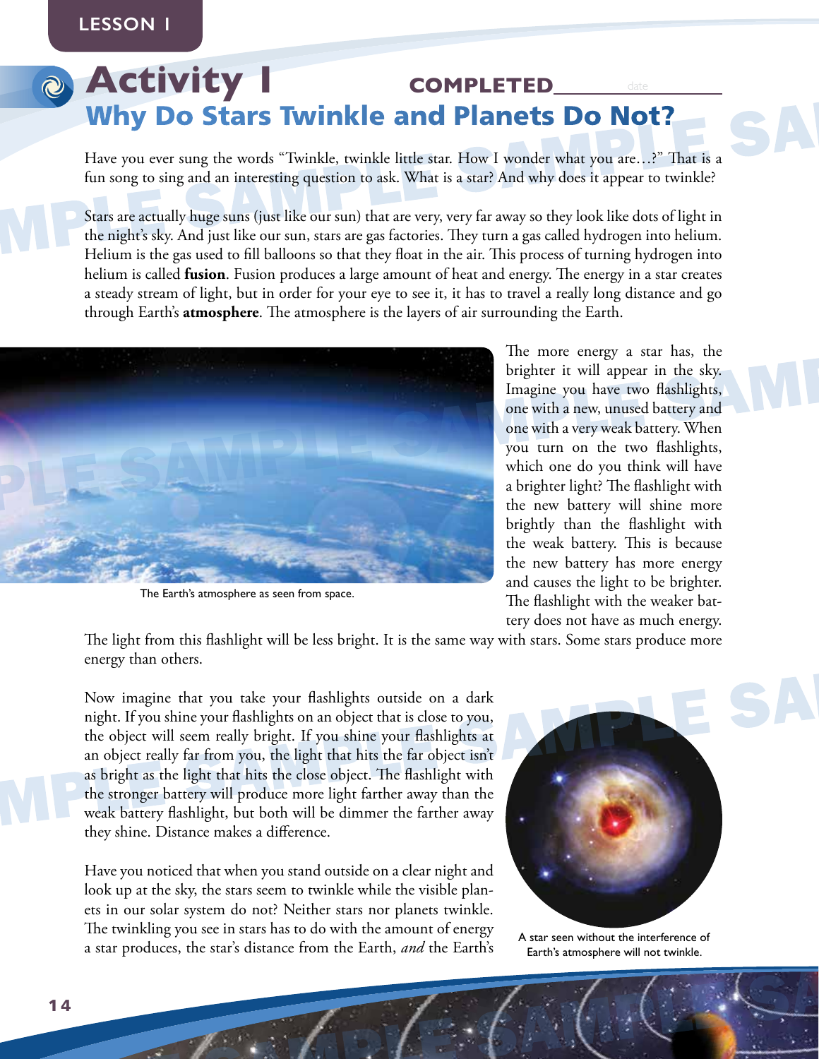LESSON 1

# Activity 1

COMPLETED ______ date

## Why Do Stars Twinkle and Planets Do Not?

Have you ever sung the words "Twinkle, twinkle little star. How I wonder what you are…?" That is a fun song to sing and an interesting question to ask. What is a star? And why does it appear to twinkle?

Stars are actually huge suns (just like our sun) that are very, very far away so they look like dots of light in the night's sky. And just like our sun, stars are gas factories. They turn a gas called hydrogen into helium. Helium is the gas used to fill balloons so that they float in the air. This process of turning hydrogen into helium is called **fusion**. Fusion produces a large amount of heat and energy. The energy in a star creates a steady stream of light, but in order for your eye to see it, it has to travel a really long distance and go through Earth's **atmosphere**. The atmosphere is the layers of air surrounding the Earth.

The Earth's atmosphere as seen from space.

The more energy a star has, the brighter it will appear in the sky. Imagine you have two flashlights, one with a new, unused battery and one with a very weak battery. When you turn on the two flashlights, which one do you think will have a brighter light? The flashlight with the new battery will shine more brightly than the flashlight with the weak battery. This is because the new battery has more energy and causes the light to be brighter. The flashlight with the weaker battery does not have as much energy. The light from this flashlight will be less bright. It is the same way with stars. Some stars produce more energy than others.

Now imagine that you take your flashlights outside on a dark night. If you shine your flashlights on an object that is close to you, the object will seem really bright. If you shine your flashlights at an object really far from you, the light that hits the far object isn't as bright as the light that hits the close object. The flashlight with the stronger battery will produce more light farther away than the weak battery flashlight, but both will be dimmer the farther away they shine. Distance makes a difference.

Have you noticed that when you stand outside on a clear night and look up at the sky, the stars seem to twinkle while the visible planets in our solar system do not? Neither stars nor planets twinkle. The twinkling you see in stars has to do with the amount of energy a star produces, the star's distance from the Earth, *and* the Earth's

A star seen without the interference of Earth's atmosphere will not twinkle.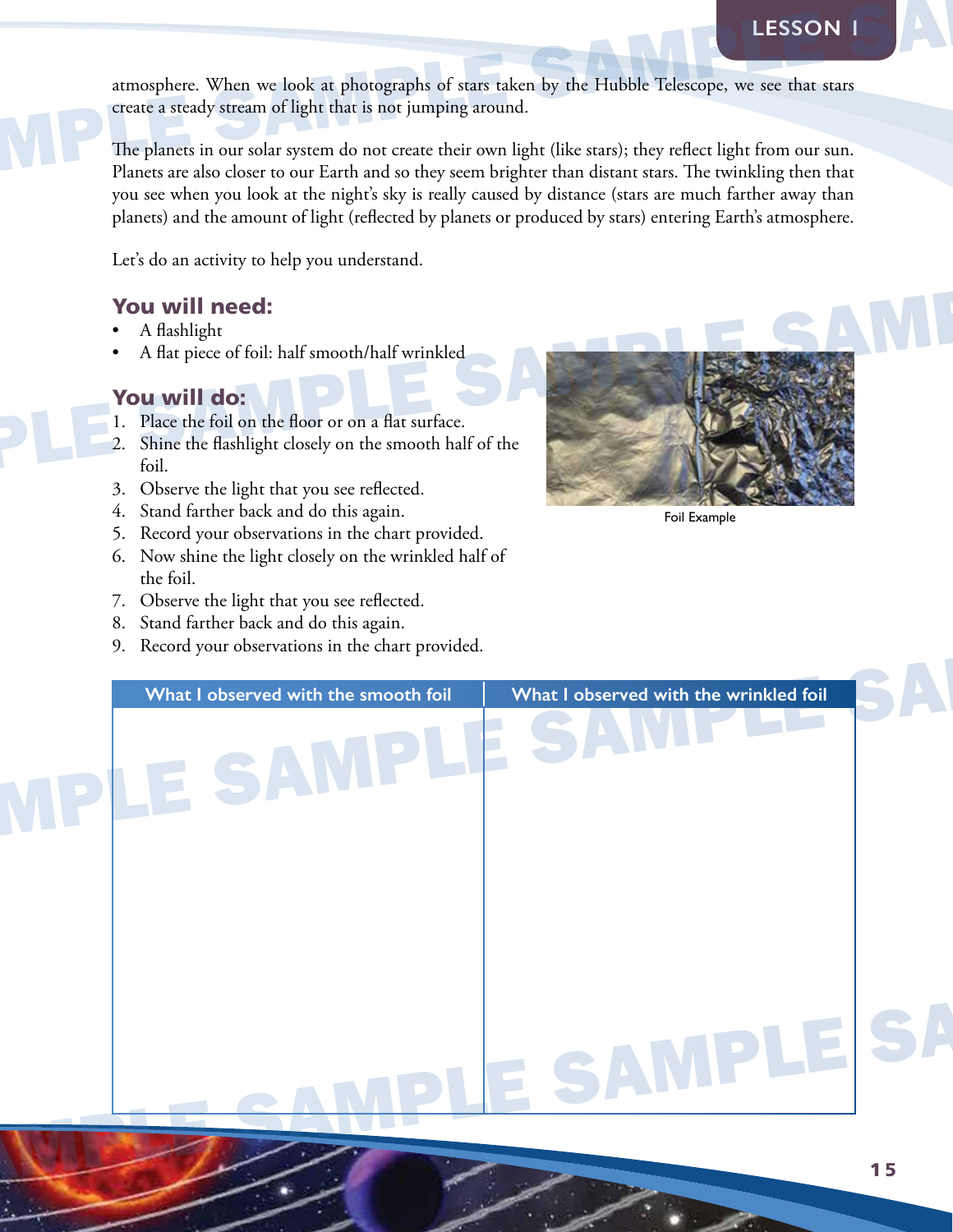atmosphere. When we look at photographs of stars taken by the Hubble Telescope, we see that stars create a steady stream of light that is not jumping around.

The planets in our solar system do not create their own light (like stars); they reflect light from our sun. Planets are also closer to our Earth and so they seem brighter than distant stars. The twinkling then that you see when you look at the night's sky is really caused by distance (stars are much farther away than planets) and the amount of light (reflected by planets or produced by stars) entering Earth's atmosphere.

Let's do an activity to help you understand.

### You will need:

- A flashlight
- A flat piece of foil: half smooth/half wrinkled

### You will do:

1. Place the foil on the floor or on a flat surface.
2. Shine the flashlight closely on the smooth half of the foil.
3. Observe the light that you see reflected.
4. Stand farther back and do this again.
5. Record your observations in the chart provided.
6. Now shine the light closely on the wrinkled half of the foil.
7. Observe the light that you see reflected.
8. Stand farther back and do this again.
9. Record your observations in the chart provided.

Foil Example

| What I observed with the smooth foil | What I observed with the wrinkled foil |
| --- | --- |
| | |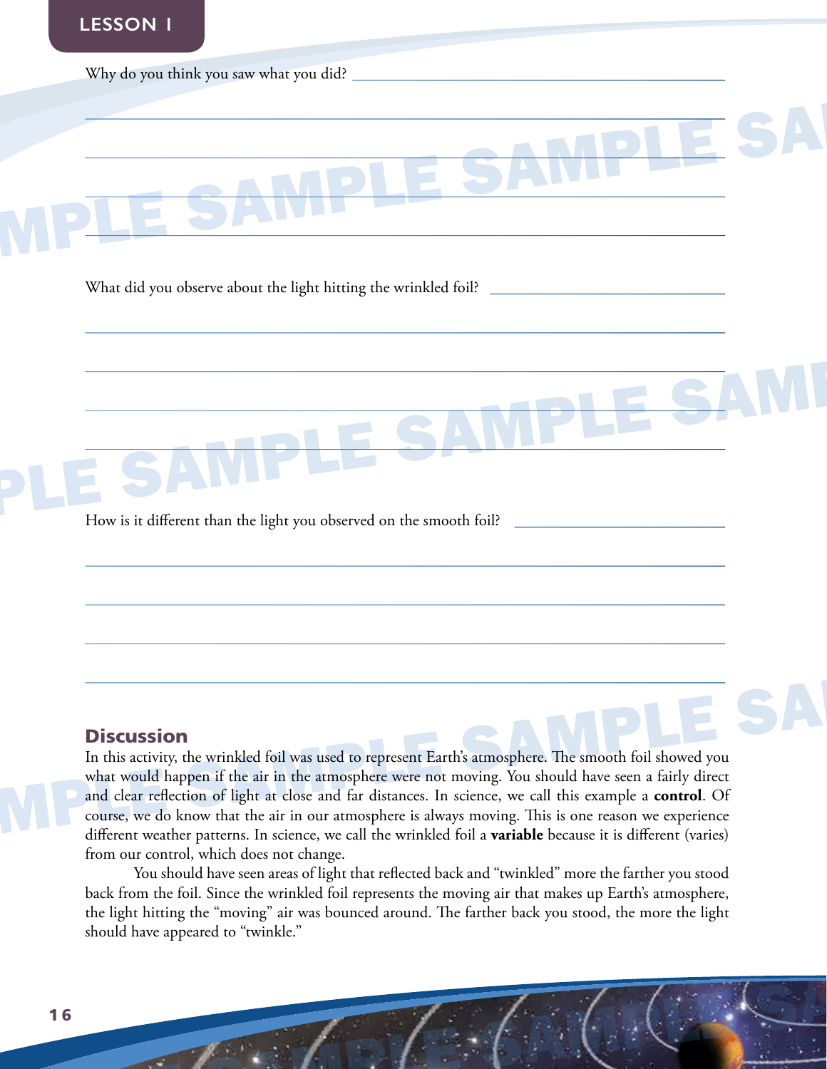Why do you think you saw what you did? ______________________________

______________________________________________________________

______________________________________________________________

______________________________________________________________

______________________________________________________________

What did you observe about the light hitting the wrinkled foil? ______________________

______________________________________________________________

______________________________________________________________

______________________________________________________________

______________________________________________________________

How is it different than the light you observed on the smooth foil? ____________________

______________________________________________________________

______________________________________________________________

______________________________________________________________

______________________________________________________________

## Discussion

In this activity, the wrinkled foil was used to represent Earth's atmosphere. The smooth foil showed you what would happen if the air in the atmosphere were not moving. You should have seen a fairly direct and clear reflection of light at close and far distances. In science, we call this example a **control**. Of course, we do know that the air in our atmosphere is always moving. This is one reason we experience different weather patterns. In science, we call the wrinkled foil a **variable** because it is different (varies) from our control, which does not change.

You should have seen areas of light that reflected back and "twinkled" more the farther you stood back from the foil. Since the wrinkled foil represents the moving air that makes up Earth's atmosphere, the light hitting the "moving" air was bounced around. The farther back you stood, the more the light should have appeared to "twinkle."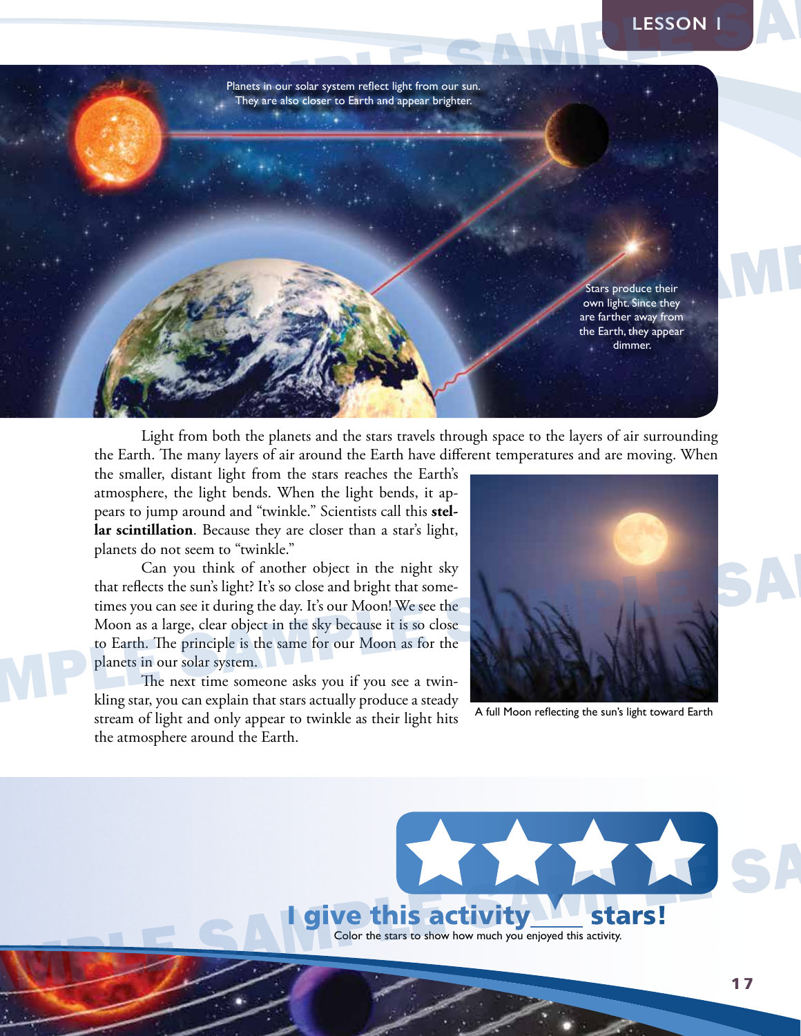Planets in our solar system reflect light from our sun. They are also closer to Earth and appear brighter.

Stars produce their own light. Since they are farther away from the Earth, they appear dimmer.

Light from both the planets and the stars travels through space to the layers of air surrounding the Earth. The many layers of air around the Earth have different temperatures and are moving. When the smaller, distant light from the stars reaches the Earth's atmosphere, the light bends. When the light bends, it appears to jump around and "twinkle." Scientists call this **stellar scintillation**. Because they are closer than a star's light, planets do not seem to "twinkle."

Can you think of another object in the night sky that reflects the sun's light? It's so close and bright that sometimes you can see it during the day. It's our Moon! We see the Moon as a large, clear object in the sky because it is so close to Earth. The principle is the same for our Moon as for the planets in our solar system.

The next time someone asks you if you see a twinkling star, you can explain that stars actually produce a steady stream of light and only appear to twinkle as their light hits the atmosphere around the Earth.

A full Moon reflecting the sun's light toward Earth

**I give this activity\_\_\_\_ stars!**

Color the stars to show how much you enjoyed this activity.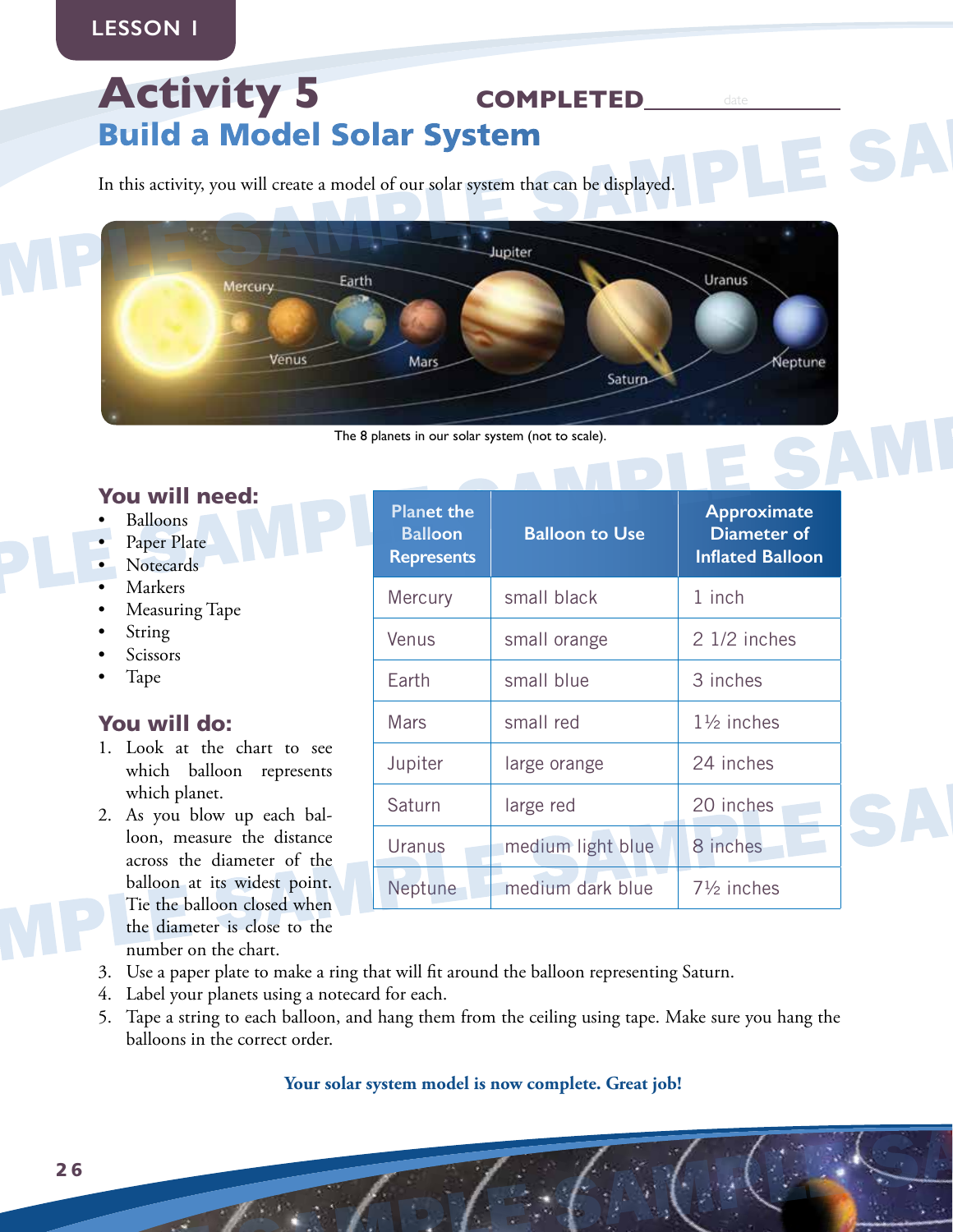LESSON 1

# Activity 5

**COMPLETED** ________ date

## Build a Model Solar System

In this activity, you will create a model of our solar system that can be displayed.

The 8 planets in our solar system (not to scale).

### You will need:

- Balloons
- Paper Plate
- Notecards
- Markers
- Measuring Tape
- String
- Scissors
- Tape

| Planet the Balloon Represents | Balloon to Use | Approximate Diameter of Inflated Balloon |
|---|---|---|
| Mercury | small black | 1 inch |
| Venus | small orange | 2 1/2 inches |
| Earth | small blue | 3 inches |
| Mars | small red | 1½ inches |
| Jupiter | large orange | 24 inches |
| Saturn | large red | 20 inches |
| Uranus | medium light blue | 8 inches |
| Neptune | medium dark blue | 7½ inches |

### You will do:

1. Look at the chart to see which balloon represents which planet.
2. As you blow up each balloon, measure the distance across the diameter of the balloon at its widest point. Tie the balloon closed when the diameter is close to the number on the chart.
3. Use a paper plate to make a ring that will fit around the balloon representing Saturn.
4. Label your planets using a notecard for each.
5. Tape a string to each balloon, and hang them from the ceiling using tape. Make sure you hang the balloons in the correct order.

**Your solar system model is now complete. Great job!**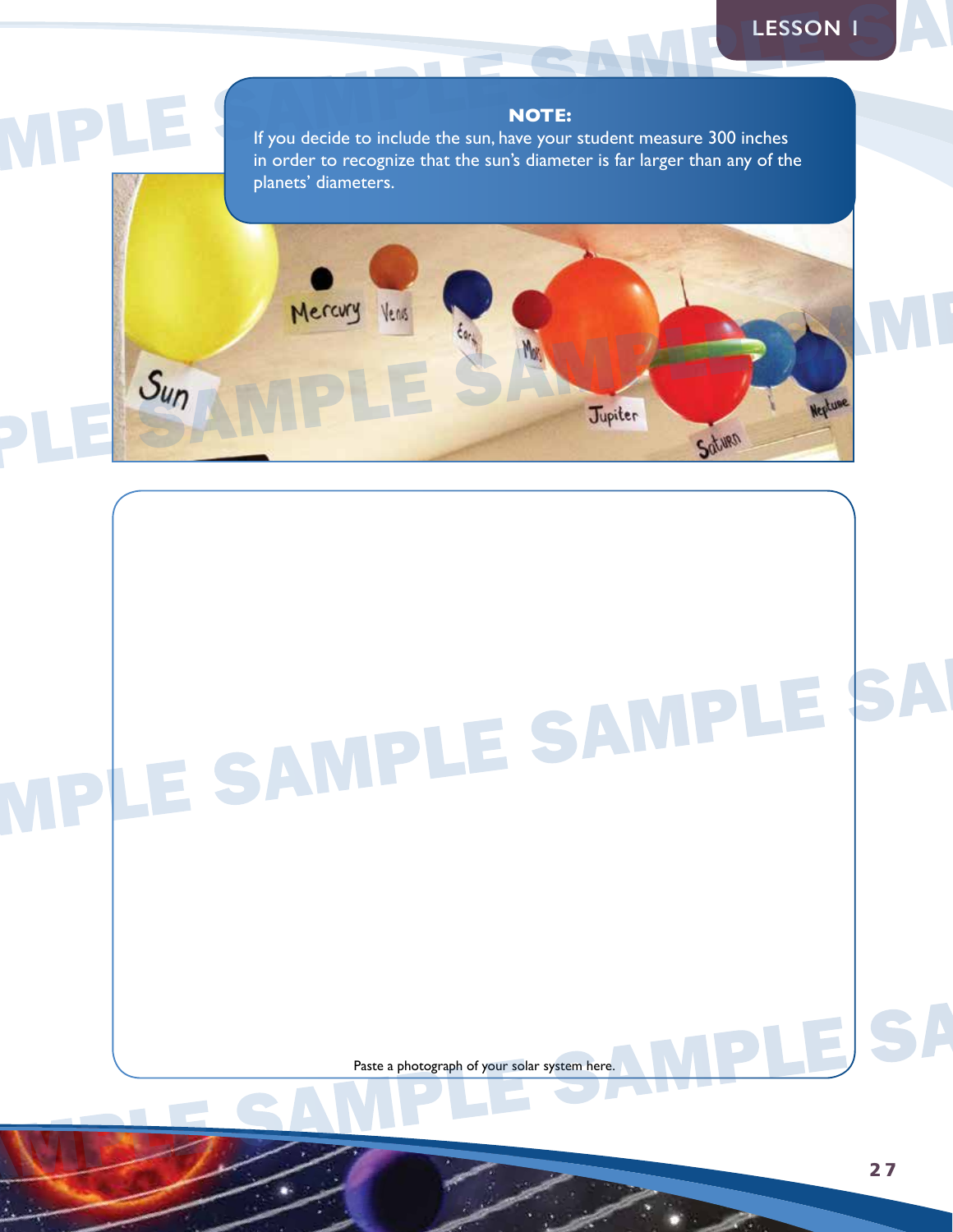**NOTE:**
If you decide to include the sun, have your student measure 300 inches in order to recognize that the sun's diameter is far larger than any of the planets' diameters.

Paste a photograph of your solar system here.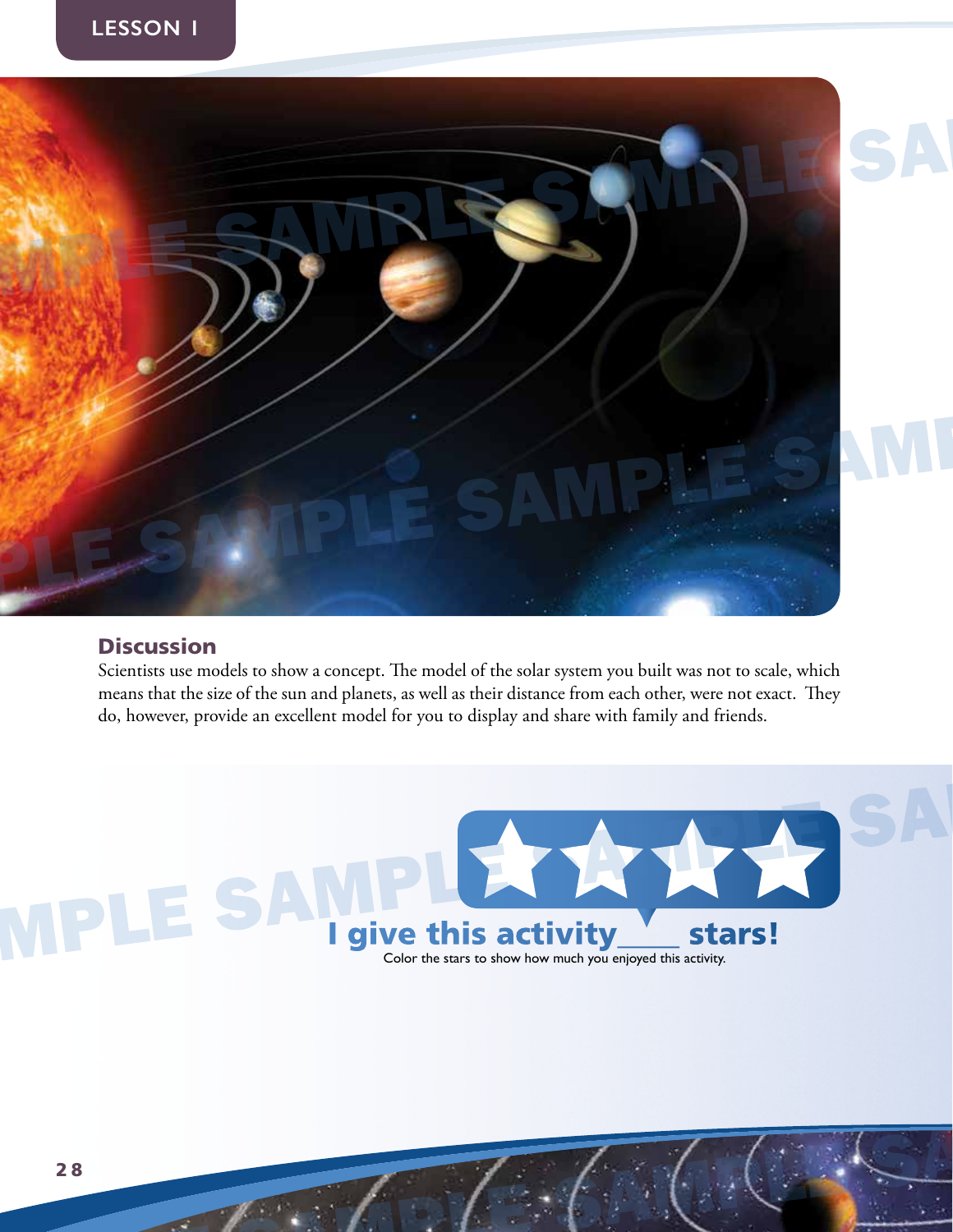## Discussion

Scientists use models to show a concept. The model of the solar system you built was not to scale, which means that the size of the sun and planets, as well as their distance from each other, were not exact. They do, however, provide an excellent model for you to display and share with family and friends.

**I give this activity____ stars!**

Color the stars to show how much you enjoyed this activity.